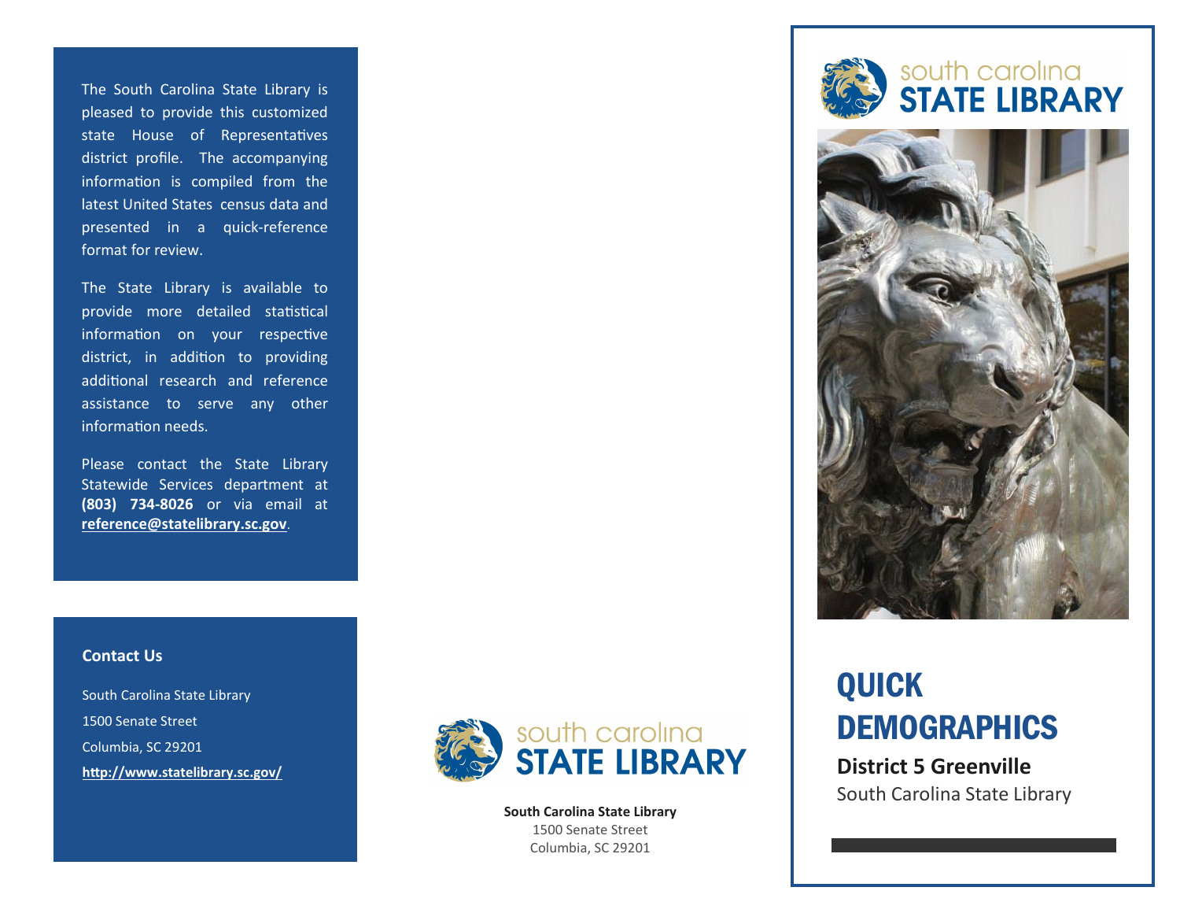The South Carolina State Library is pleased to provide this customized state House of Representatives district profile. The accompanying information is compiled from the latest United States census data and presented in a quick-reference format for review.

The State Library is available to provide more detailed statistical information on your respective district, in addition to providing additional research and reference assistance to serve any other information needs.

Please contact the State Library Statewide Services department at **(803) 734-8026** or via email at **reference@statelibrary.sc.gov**.

**Contact Us**

South Carolina State Library

1500 Senate Street

Columbia, SC 29201

**http://www.statelibrary.sc.gov/**

south carolina **STATE LIBRARY**

**South Carolina State Library**
1500 Senate Street
Columbia, SC 29201

south carolina **STATE LIBRARY**

# QUICK DEMOGRAPHICS

**District 5 Greenville**

South Carolina State Library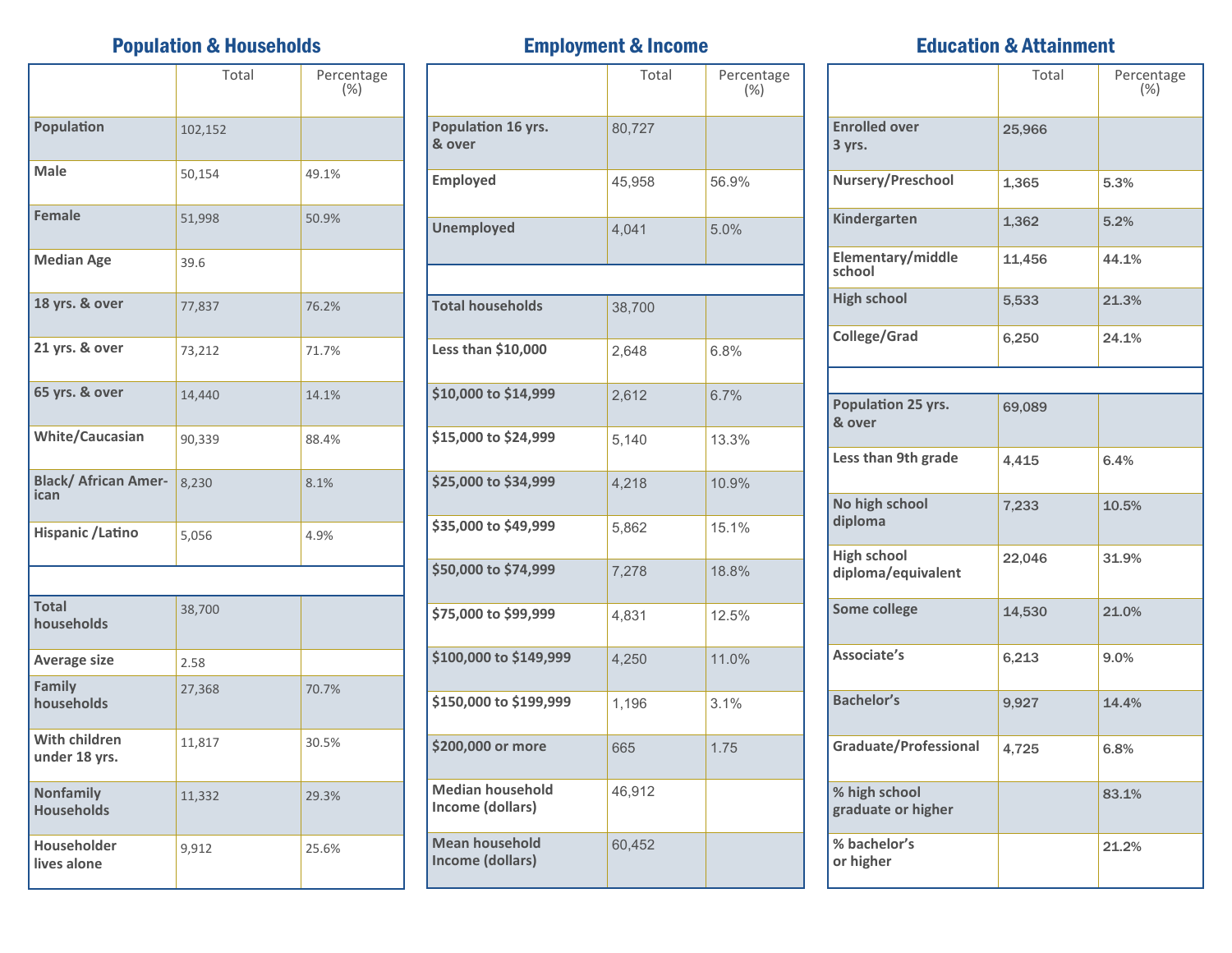## Population & Households

| | Total | Percentage (%) |
|---|---|---|
| Population | 102,152 | |
| Male | 50,154 | 49.1% |
| Female | 51,998 | 50.9% |
| Median Age | 39.6 | |
| 18 yrs. & over | 77,837 | 76.2% |
| 21 yrs. & over | 73,212 | 71.7% |
| 65 yrs. & over | 14,440 | 14.1% |
| White/Caucasian | 90,339 | 88.4% |
| Black/ African American | 8,230 | 8.1% |
| Hispanic /Latino | 5,056 | 4.9% |
| | | |
| Total households | 38,700 | |
| Average size | 2.58 | |
| Family households | 27,368 | 70.7% |
| With children under 18 yrs. | 11,817 | 30.5% |
| Nonfamily Households | 11,332 | 29.3% |
| Householder lives alone | 9,912 | 25.6% |

## Employment & Income

| | Total | Percentage (%) |
|---|---|---|
| Population 16 yrs. & over | 80,727 | |
| Employed | 45,958 | 56.9% |
| Unemployed | 4,041 | 5.0% |
| | | |
| Total households | 38,700 | |
| Less than $10,000 | 2,648 | 6.8% |
| $10,000 to $14,999 | 2,612 | 6.7% |
| $15,000 to $24,999 | 5,140 | 13.3% |
| $25,000 to $34,999 | 4,218 | 10.9% |
| $35,000 to $49,999 | 5,862 | 15.1% |
| $50,000 to $74,999 | 7,278 | 18.8% |
| $75,000 to $99,999 | 4,831 | 12.5% |
| $100,000 to $149,999 | 4,250 | 11.0% |
| $150,000 to $199,999 | 1,196 | 3.1% |
| $200,000 or more | 665 | 1.75 |
| Median household Income (dollars) | 46,912 | |
| Mean household Income (dollars) | 60,452 | |

## Education & Attainment

| | Total | Percentage (%) |
|---|---|---|
| Enrolled over 3 yrs. | 25,966 | |
| Nursery/Preschool | 1,365 | 5.3% |
| Kindergarten | 1,362 | 5.2% |
| Elementary/middle school | 11,456 | 44.1% |
| High school | 5,533 | 21.3% |
| College/Grad | 6,250 | 24.1% |
| | | |
| Population 25 yrs. & over | 69,089 | |
| Less than 9th grade | 4,415 | 6.4% |
| No high school diploma | 7,233 | 10.5% |
| High school diploma/equivalent | 22,046 | 31.9% |
| Some college | 14,530 | 21.0% |
| Associate's | 6,213 | 9.0% |
| Bachelor's | 9,927 | 14.4% |
| Graduate/Professional | 4,725 | 6.8% |
| % high school graduate or higher | | 83.1% |
| % bachelor's or higher | | 21.2% |